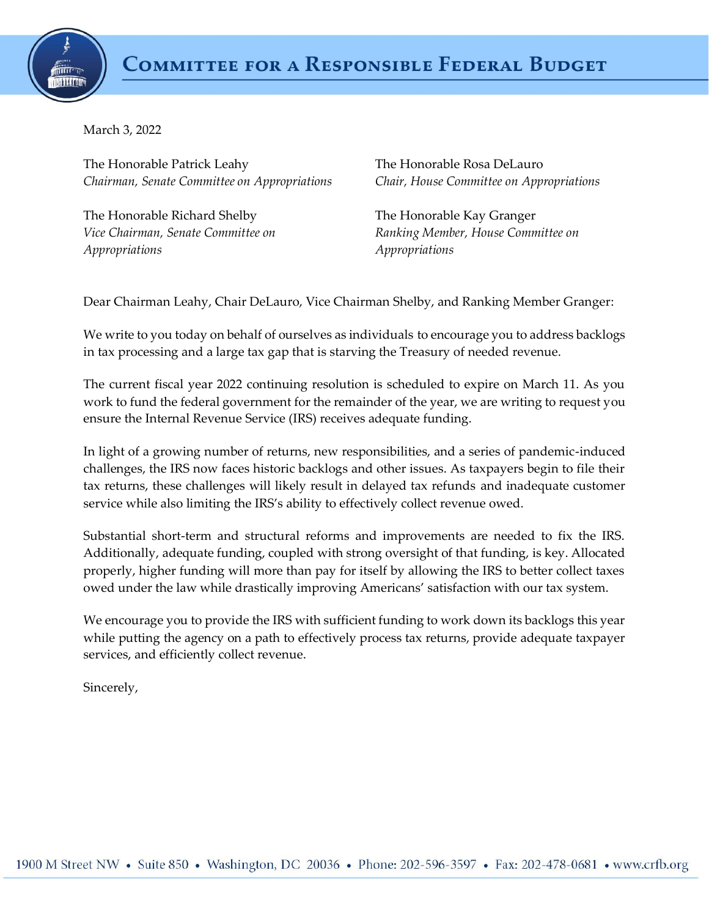# Committee for a Responsible Federal Budget

March 3, 2022

The Honorable Patrick Leahy
*Chairman, Senate Committee on Appropriations*

The Honorable Rosa DeLauro
*Chair, House Committee on Appropriations*

The Honorable Richard Shelby
*Vice Chairman, Senate Committee on Appropriations*

The Honorable Kay Granger
*Ranking Member, House Committee on Appropriations*

Dear Chairman Leahy, Chair DeLauro, Vice Chairman Shelby, and Ranking Member Granger:

We write to you today on behalf of ourselves as individuals to encourage you to address backlogs in tax processing and a large tax gap that is starving the Treasury of needed revenue.

The current fiscal year 2022 continuing resolution is scheduled to expire on March 11. As you work to fund the federal government for the remainder of the year, we are writing to request you ensure the Internal Revenue Service (IRS) receives adequate funding.

In light of a growing number of returns, new responsibilities, and a series of pandemic-induced challenges, the IRS now faces historic backlogs and other issues. As taxpayers begin to file their tax returns, these challenges will likely result in delayed tax refunds and inadequate customer service while also limiting the IRS's ability to effectively collect revenue owed.

Substantial short-term and structural reforms and improvements are needed to fix the IRS. Additionally, adequate funding, coupled with strong oversight of that funding, is key. Allocated properly, higher funding will more than pay for itself by allowing the IRS to better collect taxes owed under the law while drastically improving Americans' satisfaction with our tax system.

We encourage you to provide the IRS with sufficient funding to work down its backlogs this year while putting the agency on a path to effectively process tax returns, provide adequate taxpayer services, and efficiently collect revenue.

Sincerely,

1900 M Street NW • Suite 850 • Washington, DC 20036 • Phone: 202-596-3597 • Fax: 202-478-0681 • www.crfb.org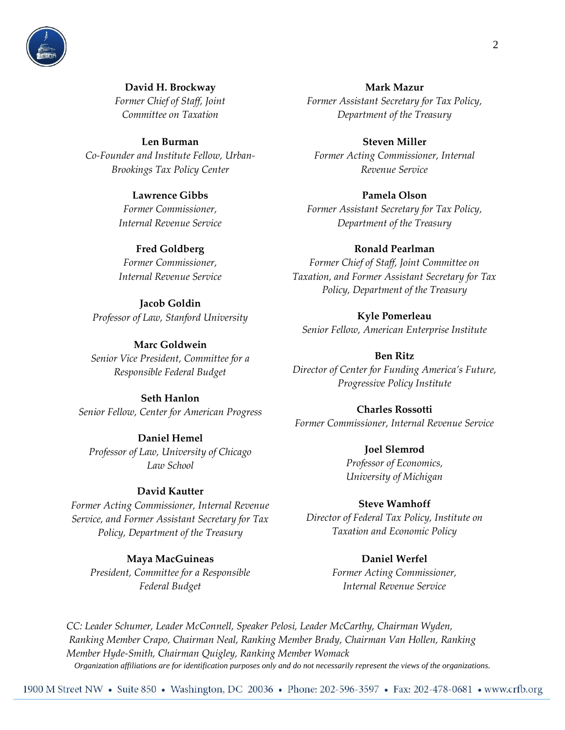**David H. Brockway**
*Former Chief of Staff, Joint Committee on Taxation*

**Len Burman**
*Co-Founder and Institute Fellow, Urban-Brookings Tax Policy Center*

**Lawrence Gibbs**
*Former Commissioner, Internal Revenue Service*

**Fred Goldberg**
*Former Commissioner, Internal Revenue Service*

**Jacob Goldin**
*Professor of Law, Stanford University*

**Marc Goldwein**
*Senior Vice President, Committee for a Responsible Federal Budget*

**Seth Hanlon**
*Senior Fellow, Center for American Progress*

**Daniel Hemel**
*Professor of Law, University of Chicago Law School*

**David Kautter**
*Former Acting Commissioner, Internal Revenue Service, and Former Assistant Secretary for Tax Policy, Department of the Treasury*

**Maya MacGuineas**
*President, Committee for a Responsible Federal Budget*

**Mark Mazur**
*Former Assistant Secretary for Tax Policy, Department of the Treasury*

**Steven Miller**
*Former Acting Commissioner, Internal Revenue Service*

**Pamela Olson**
*Former Assistant Secretary for Tax Policy, Department of the Treasury*

**Ronald Pearlman**
*Former Chief of Staff, Joint Committee on Taxation, and Former Assistant Secretary for Tax Policy, Department of the Treasury*

**Kyle Pomerleau**
*Senior Fellow, American Enterprise Institute*

**Ben Ritz**
*Director of Center for Funding America's Future, Progressive Policy Institute*

**Charles Rossotti**
*Former Commissioner, Internal Revenue Service*

**Joel Slemrod**
*Professor of Economics, University of Michigan*

**Steve Wamhoff**
*Director of Federal Tax Policy, Institute on Taxation and Economic Policy*

**Daniel Werfel**
*Former Acting Commissioner, Internal Revenue Service*

*CC: Leader Schumer, Leader McConnell, Speaker Pelosi, Leader McCarthy, Chairman Wyden, Ranking Member Crapo, Chairman Neal, Ranking Member Brady, Chairman Van Hollen, Ranking Member Hyde-Smith, Chairman Quigley, Ranking Member Womack*

*Organization affiliations are for identification purposes only and do not necessarily represent the views of the organizations.*